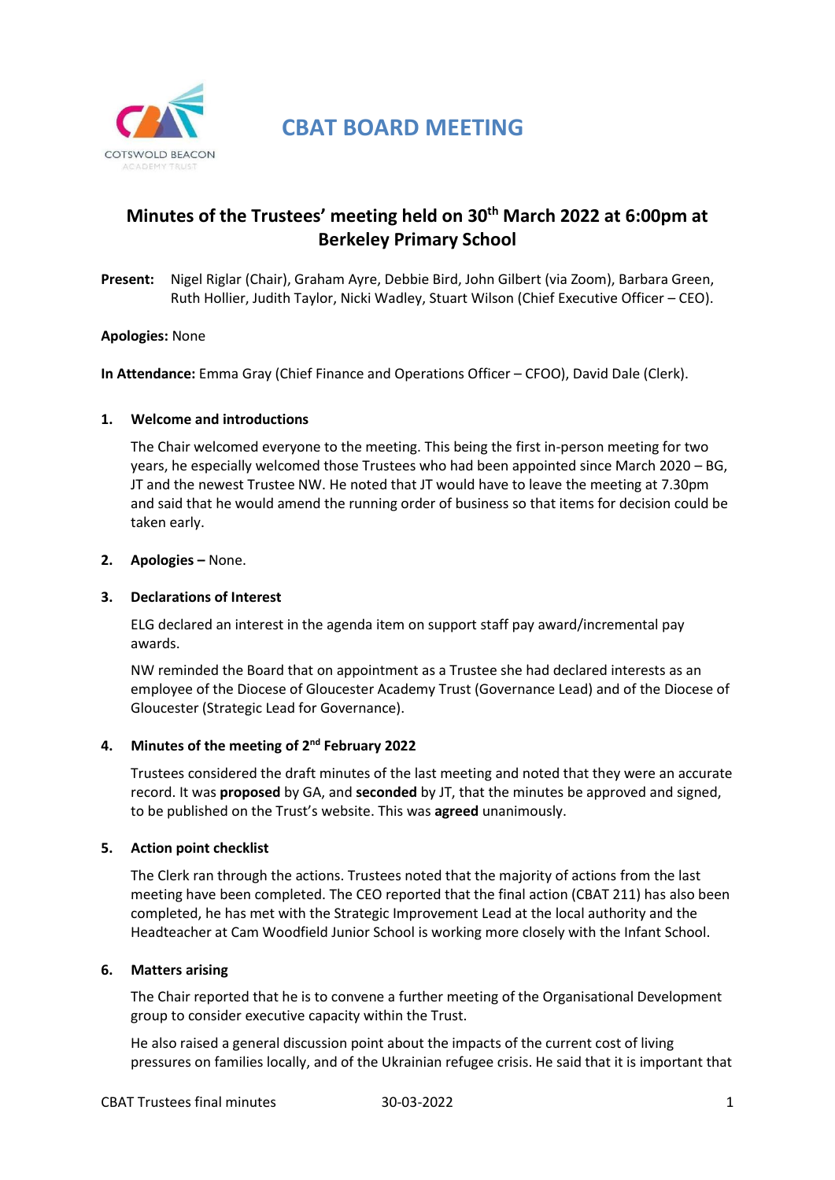# CBAT BOARD MEETING

## Minutes of the Trustees' meeting held on 30th March 2022 at 6:00pm at Berkeley Primary School

**Present:** Nigel Riglar (Chair), Graham Ayre, Debbie Bird, John Gilbert (via Zoom), Barbara Green, Ruth Hollier, Judith Taylor, Nicki Wadley, Stuart Wilson (Chief Executive Officer – CEO).

**Apologies:** None

**In Attendance:** Emma Gray (Chief Finance and Operations Officer – CFOO), David Dale (Clerk).

### 1. Welcome and introductions

The Chair welcomed everyone to the meeting. This being the first in-person meeting for two years, he especially welcomed those Trustees who had been appointed since March 2020 – BG, JT and the newest Trustee NW. He noted that JT would have to leave the meeting at 7.30pm and said that he would amend the running order of business so that items for decision could be taken early.

### 2. Apologies – None.

### 3. Declarations of Interest

ELG declared an interest in the agenda item on support staff pay award/incremental pay awards.

NW reminded the Board that on appointment as a Trustee she had declared interests as an employee of the Diocese of Gloucester Academy Trust (Governance Lead) and of the Diocese of Gloucester (Strategic Lead for Governance).

### 4. Minutes of the meeting of 2nd February 2022

Trustees considered the draft minutes of the last meeting and noted that they were an accurate record. It was **proposed** by GA, and **seconded** by JT, that the minutes be approved and signed, to be published on the Trust's website. This was **agreed** unanimously.

### 5. Action point checklist

The Clerk ran through the actions. Trustees noted that the majority of actions from the last meeting have been completed. The CEO reported that the final action (CBAT 211) has also been completed, he has met with the Strategic Improvement Lead at the local authority and the Headteacher at Cam Woodfield Junior School is working more closely with the Infant School.

### 6. Matters arising

The Chair reported that he is to convene a further meeting of the Organisational Development group to consider executive capacity within the Trust.

He also raised a general discussion point about the impacts of the current cost of living pressures on families locally, and of the Ukrainian refugee crisis. He said that it is important that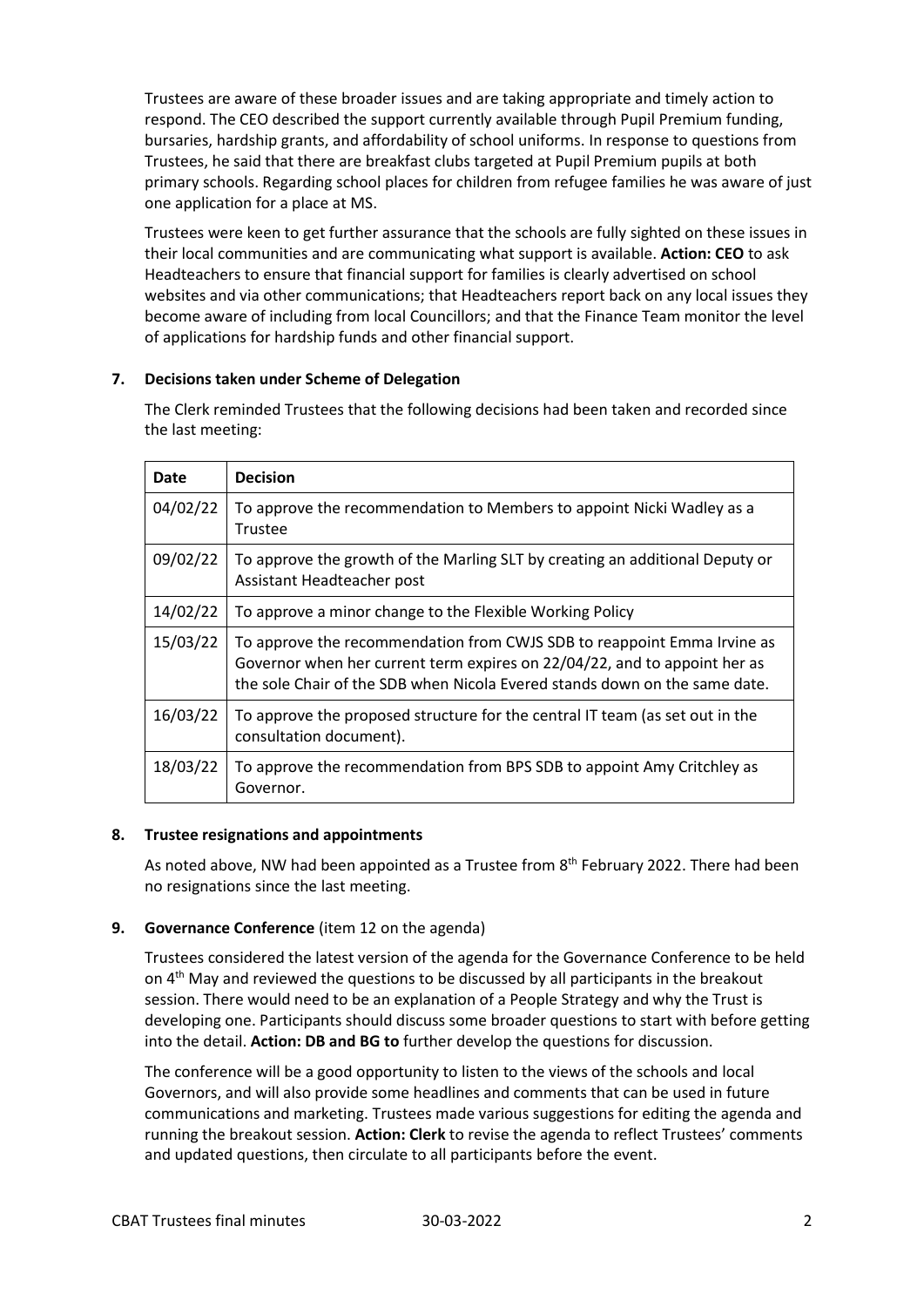Trustees are aware of these broader issues and are taking appropriate and timely action to respond. The CEO described the support currently available through Pupil Premium funding, bursaries, hardship grants, and affordability of school uniforms. In response to questions from Trustees, he said that there are breakfast clubs targeted at Pupil Premium pupils at both primary schools. Regarding school places for children from refugee families he was aware of just one application for a place at MS.

Trustees were keen to get further assurance that the schools are fully sighted on these issues in their local communities and are communicating what support is available. **Action: CEO** to ask Headteachers to ensure that financial support for families is clearly advertised on school websites and via other communications; that Headteachers report back on any local issues they become aware of including from local Councillors; and that the Finance Team monitor the level of applications for hardship funds and other financial support.

**7. Decisions taken under Scheme of Delegation**

The Clerk reminded Trustees that the following decisions had been taken and recorded since the last meeting:

| Date | Decision |
|---|---|
| 04/02/22 | To approve the recommendation to Members to appoint Nicki Wadley as a Trustee |
| 09/02/22 | To approve the growth of the Marling SLT by creating an additional Deputy or Assistant Headteacher post |
| 14/02/22 | To approve a minor change to the Flexible Working Policy |
| 15/03/22 | To approve the recommendation from CWJS SDB to reappoint Emma Irvine as Governor when her current term expires on 22/04/22, and to appoint her as the sole Chair of the SDB when Nicola Evered stands down on the same date. |
| 16/03/22 | To approve the proposed structure for the central IT team (as set out in the consultation document). |
| 18/03/22 | To approve the recommendation from BPS SDB to appoint Amy Critchley as Governor. |

**8. Trustee resignations and appointments**

As noted above, NW had been appointed as a Trustee from 8th February 2022. There had been no resignations since the last meeting.

**9. Governance Conference** (item 12 on the agenda)

Trustees considered the latest version of the agenda for the Governance Conference to be held on 4th May and reviewed the questions to be discussed by all participants in the breakout session. There would need to be an explanation of a People Strategy and why the Trust is developing one. Participants should discuss some broader questions to start with before getting into the detail. **Action: DB and BG to** further develop the questions for discussion.

The conference will be a good opportunity to listen to the views of the schools and local Governors, and will also provide some headlines and comments that can be used in future communications and marketing. Trustees made various suggestions for editing the agenda and running the breakout session. **Action: Clerk** to revise the agenda to reflect Trustees' comments and updated questions, then circulate to all participants before the event.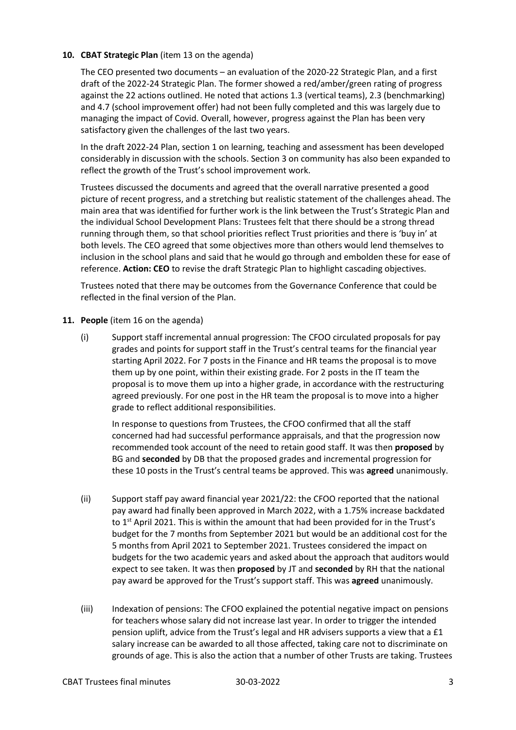**10. CBAT Strategic Plan** (item 13 on the agenda)

The CEO presented two documents – an evaluation of the 2020-22 Strategic Plan, and a first draft of the 2022-24 Strategic Plan. The former showed a red/amber/green rating of progress against the 22 actions outlined. He noted that actions 1.3 (vertical teams), 2.3 (benchmarking) and 4.7 (school improvement offer) had not been fully completed and this was largely due to managing the impact of Covid. Overall, however, progress against the Plan has been very satisfactory given the challenges of the last two years.

In the draft 2022-24 Plan, section 1 on learning, teaching and assessment has been developed considerably in discussion with the schools. Section 3 on community has also been expanded to reflect the growth of the Trust's school improvement work.

Trustees discussed the documents and agreed that the overall narrative presented a good picture of recent progress, and a stretching but realistic statement of the challenges ahead. The main area that was identified for further work is the link between the Trust's Strategic Plan and the individual School Development Plans: Trustees felt that there should be a strong thread running through them, so that school priorities reflect Trust priorities and there is 'buy in' at both levels. The CEO agreed that some objectives more than others would lend themselves to inclusion in the school plans and said that he would go through and embolden these for ease of reference. **Action: CEO** to revise the draft Strategic Plan to highlight cascading objectives.

Trustees noted that there may be outcomes from the Governance Conference that could be reflected in the final version of the Plan.

**11. People** (item 16 on the agenda)

(i) Support staff incremental annual progression: The CFOO circulated proposals for pay grades and points for support staff in the Trust's central teams for the financial year starting April 2022. For 7 posts in the Finance and HR teams the proposal is to move them up by one point, within their existing grade. For 2 posts in the IT team the proposal is to move them up into a higher grade, in accordance with the restructuring agreed previously. For one post in the HR team the proposal is to move into a higher grade to reflect additional responsibilities.

In response to questions from Trustees, the CFOO confirmed that all the staff concerned had had successful performance appraisals, and that the progression now recommended took account of the need to retain good staff. It was then **proposed** by BG and **seconded** by DB that the proposed grades and incremental progression for these 10 posts in the Trust's central teams be approved. This was **agreed** unanimously.

(ii) Support staff pay award financial year 2021/22: the CFOO reported that the national pay award had finally been approved in March 2022, with a 1.75% increase backdated to 1st April 2021. This is within the amount that had been provided for in the Trust's budget for the 7 months from September 2021 but would be an additional cost for the 5 months from April 2021 to September 2021. Trustees considered the impact on budgets for the two academic years and asked about the approach that auditors would expect to see taken. It was then **proposed** by JT and **seconded** by RH that the national pay award be approved for the Trust's support staff. This was **agreed** unanimously.

(iii) Indexation of pensions: The CFOO explained the potential negative impact on pensions for teachers whose salary did not increase last year. In order to trigger the intended pension uplift, advice from the Trust's legal and HR advisers supports a view that a £1 salary increase can be awarded to all those affected, taking care not to discriminate on grounds of age. This is also the action that a number of other Trusts are taking. Trustees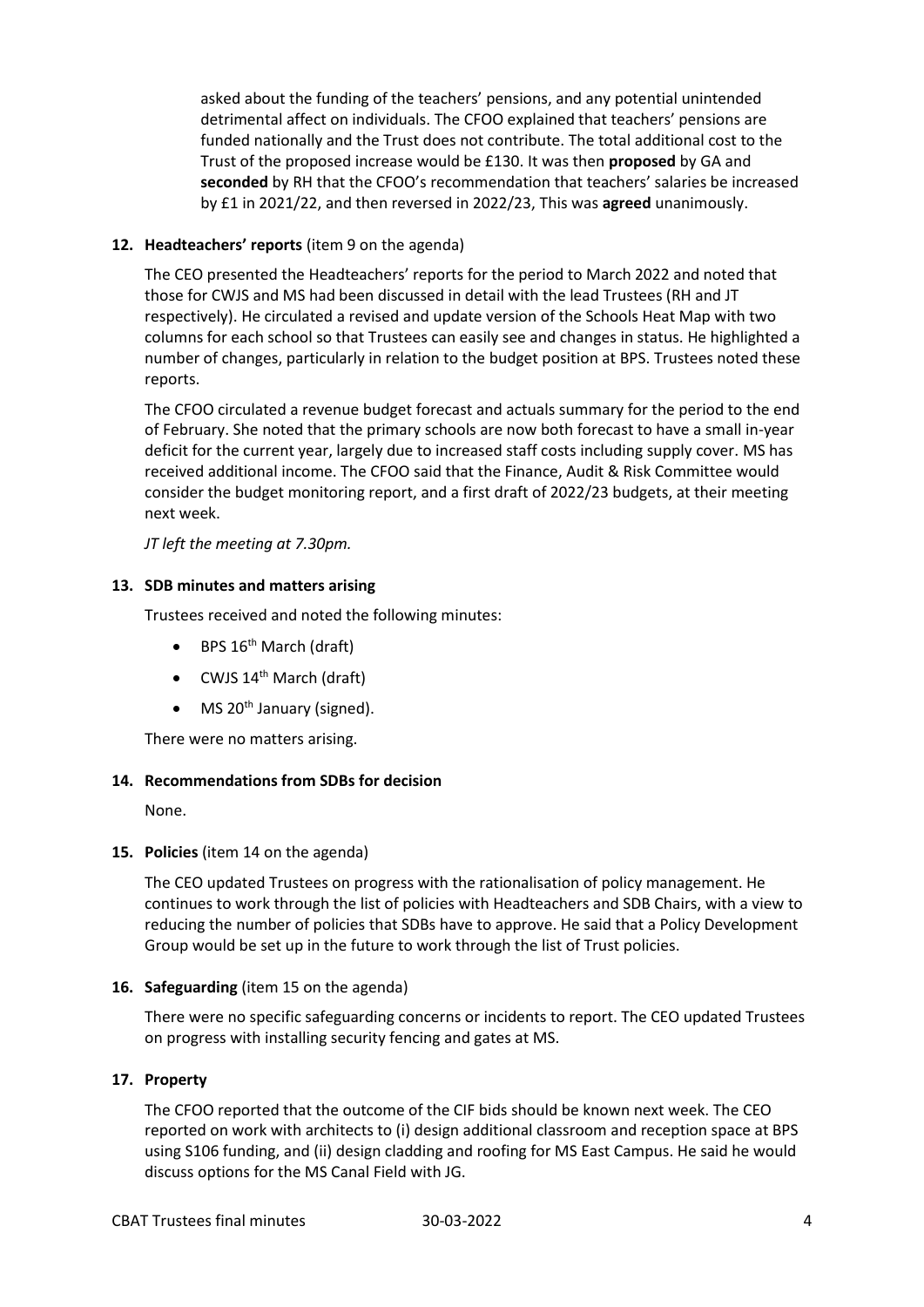asked about the funding of the teachers' pensions, and any potential unintended detrimental affect on individuals. The CFOO explained that teachers' pensions are funded nationally and the Trust does not contribute. The total additional cost to the Trust of the proposed increase would be £130. It was then **proposed** by GA and **seconded** by RH that the CFOO's recommendation that teachers' salaries be increased by £1 in 2021/22, and then reversed in 2022/23, This was **agreed** unanimously.

**12. Headteachers' reports** (item 9 on the agenda)

The CEO presented the Headteachers' reports for the period to March 2022 and noted that those for CWJS and MS had been discussed in detail with the lead Trustees (RH and JT respectively). He circulated a revised and update version of the Schools Heat Map with two columns for each school so that Trustees can easily see and changes in status. He highlighted a number of changes, particularly in relation to the budget position at BPS. Trustees noted these reports.

The CFOO circulated a revenue budget forecast and actuals summary for the period to the end of February. She noted that the primary schools are now both forecast to have a small in-year deficit for the current year, largely due to increased staff costs including supply cover. MS has received additional income. The CFOO said that the Finance, Audit & Risk Committee would consider the budget monitoring report, and a first draft of 2022/23 budgets, at their meeting next week.

*JT left the meeting at 7.30pm.*

**13. SDB minutes and matters arising**

Trustees received and noted the following minutes:

- BPS 16th March (draft)
- CWJS 14th March (draft)
- MS 20th January (signed).

There were no matters arising.

**14. Recommendations from SDBs for decision**

None.

**15. Policies** (item 14 on the agenda)

The CEO updated Trustees on progress with the rationalisation of policy management. He continues to work through the list of policies with Headteachers and SDB Chairs, with a view to reducing the number of policies that SDBs have to approve. He said that a Policy Development Group would be set up in the future to work through the list of Trust policies.

**16. Safeguarding** (item 15 on the agenda)

There were no specific safeguarding concerns or incidents to report. The CEO updated Trustees on progress with installing security fencing and gates at MS.

**17. Property**

The CFOO reported that the outcome of the CIF bids should be known next week. The CEO reported on work with architects to (i) design additional classroom and reception space at BPS using S106 funding, and (ii) design cladding and roofing for MS East Campus. He said he would discuss options for the MS Canal Field with JG.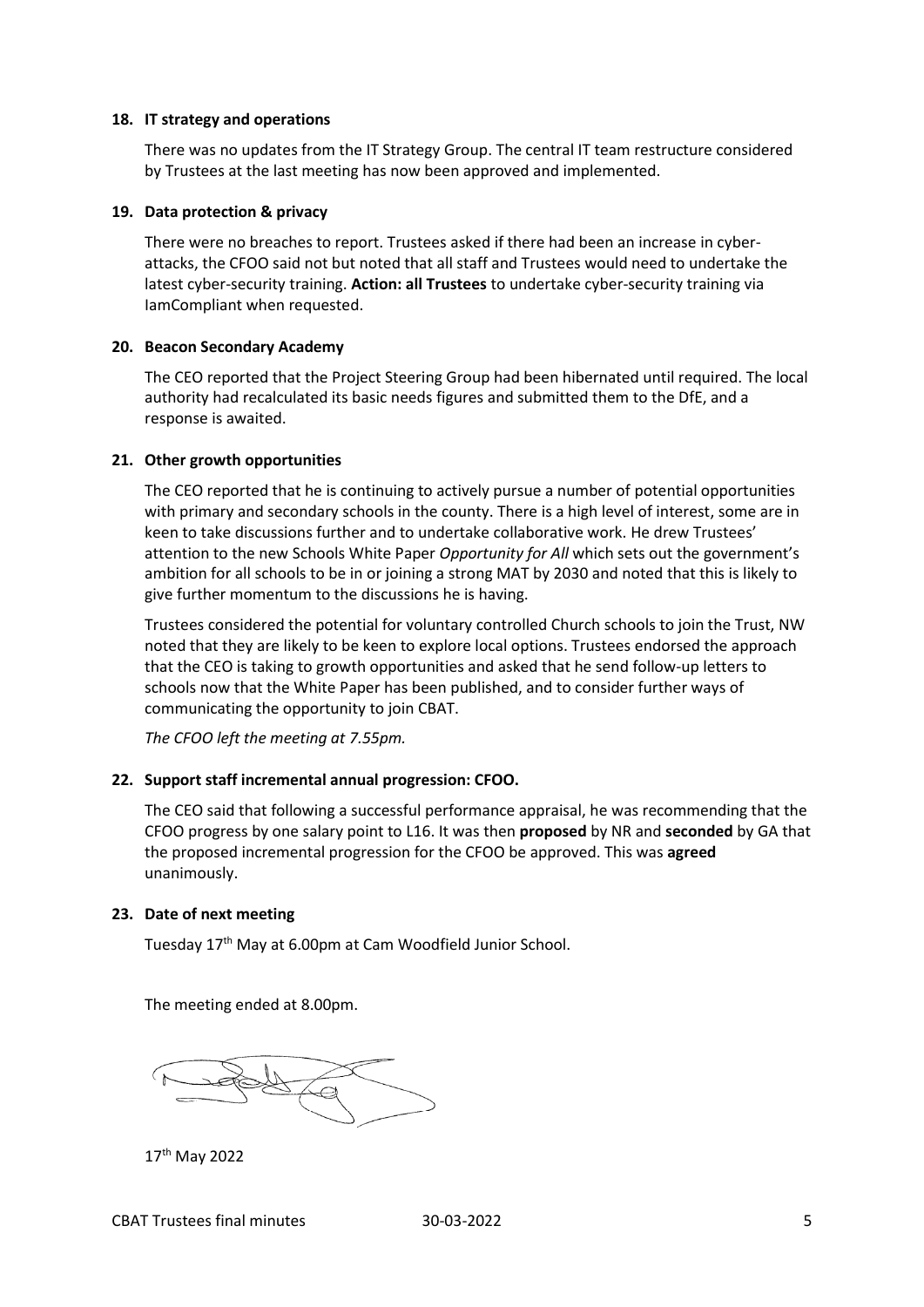**18. IT strategy and operations**

There was no updates from the IT Strategy Group. The central IT team restructure considered by Trustees at the last meeting has now been approved and implemented.

**19. Data protection & privacy**

There were no breaches to report. Trustees asked if there had been an increase in cyber-attacks, the CFOO said not but noted that all staff and Trustees would need to undertake the latest cyber-security training. **Action: all Trustees** to undertake cyber-security training via IamCompliant when requested.

**20. Beacon Secondary Academy**

The CEO reported that the Project Steering Group had been hibernated until required. The local authority had recalculated its basic needs figures and submitted them to the DfE, and a response is awaited.

**21. Other growth opportunities**

The CEO reported that he is continuing to actively pursue a number of potential opportunities with primary and secondary schools in the county. There is a high level of interest, some are in keen to take discussions further and to undertake collaborative work. He drew Trustees' attention to the new Schools White Paper *Opportunity for All* which sets out the government's ambition for all schools to be in or joining a strong MAT by 2030 and noted that this is likely to give further momentum to the discussions he is having.

Trustees considered the potential for voluntary controlled Church schools to join the Trust, NW noted that they are likely to be keen to explore local options. Trustees endorsed the approach that the CEO is taking to growth opportunities and asked that he send follow-up letters to schools now that the White Paper has been published, and to consider further ways of communicating the opportunity to join CBAT.

*The CFOO left the meeting at 7.55pm.*

**22. Support staff incremental annual progression: CFOO.**

The CEO said that following a successful performance appraisal, he was recommending that the CFOO progress by one salary point to L16. It was then **proposed** by NR and **seconded** by GA that the proposed incremental progression for the CFOO be approved. This was **agreed** unanimously.

**23. Date of next meeting**

Tuesday 17th May at 6.00pm at Cam Woodfield Junior School.

The meeting ended at 8.00pm.

17th May 2022